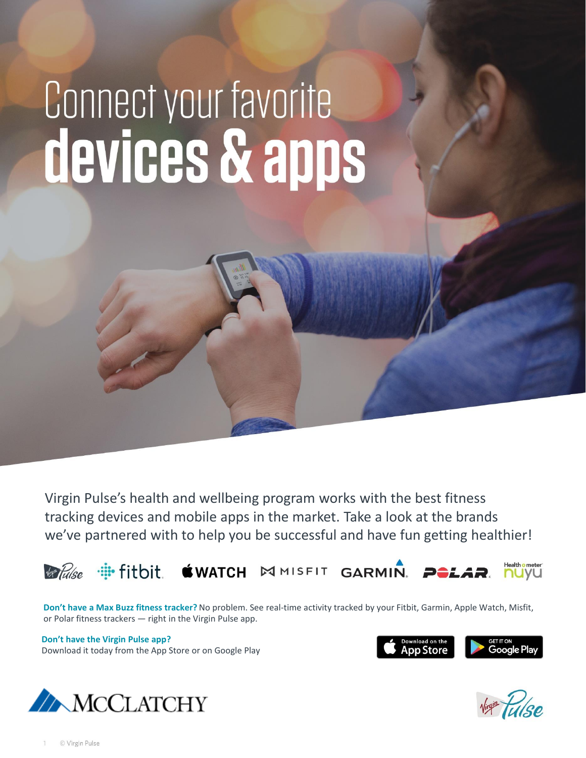# Connect your favorite **devices & apps**

Virgin Pulse's health and wellbeing program works with the best fitness tracking devices and mobile apps in the market. Take a look at the brands we've partnered with to help you be successful and have fun getting healthier!

Virgin Pulse fitbit WATCH MISFIT GARMIN POLAR Health o meter nuyu

**Don't have a Max Buzz fitness tracker?** No problem. See real-time activity tracked by your Fitbit, Garmin, Apple Watch, Misfit, or Polar fitness trackers — right in the Virgin Pulse app.

**Don't have the Virgin Pulse app?**
Download it today from the App Store or on Google Play

Download on the App Store

GET IT ON Google Play

McCLATCHY

Virgin Pulse

© Virgin Pulse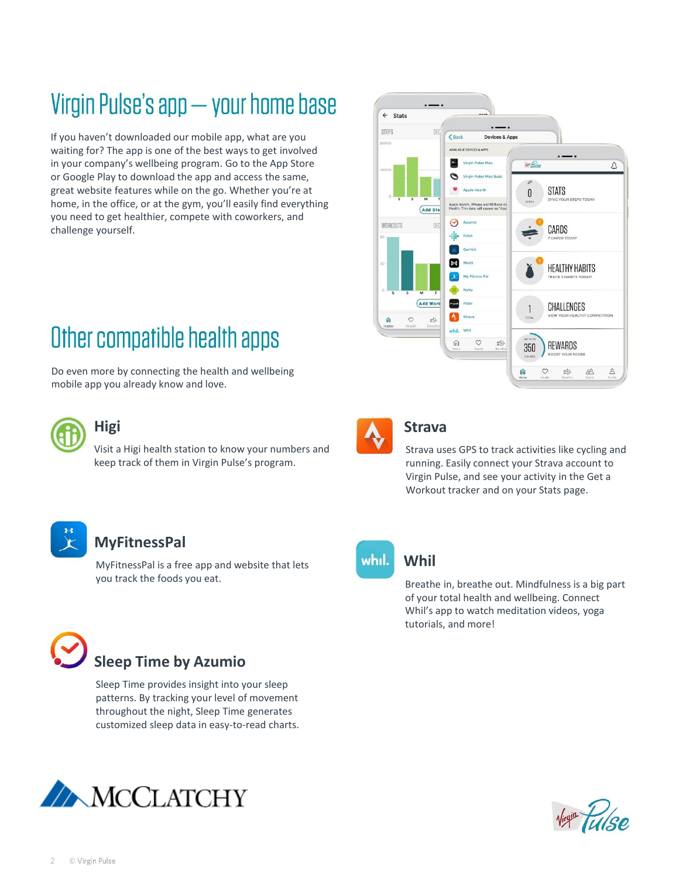# Virgin Pulse's app — your home base

If you haven't downloaded our mobile app, what are you waiting for? The app is one of the best ways to get involved in your company's wellbeing program. Go to the App Store or Google Play to download the app and access the same, great website features while on the go. Whether you're at home, in the office, or at the gym, you'll easily find everything you need to get healthier, compete with coworkers, and challenge yourself.

# Other compatible health apps

Do even more by connecting the health and wellbeing mobile app you already know and love.

## Higi

Visit a Higi health station to know your numbers and keep track of them in Virgin Pulse's program.

## MyFitnessPal

MyFitnessPal is a free app and website that lets you track the foods you eat.

## Sleep Time by Azumio

Sleep Time provides insight into your sleep patterns. By tracking your level of movement throughout the night, Sleep Time generates customized sleep data in easy-to-read charts.

## Strava

Strava uses GPS to track activities like cycling and running. Easily connect your Strava account to Virgin Pulse, and see your activity in the Get a Workout tracker and on your Stats page.

## Whil

Breathe in, breathe out. Mindfulness is a big part of your total health and wellbeing. Connect Whil's app to watch meditation videos, yoga tutorials, and more!

MCCLATCHY

Virgin Pulse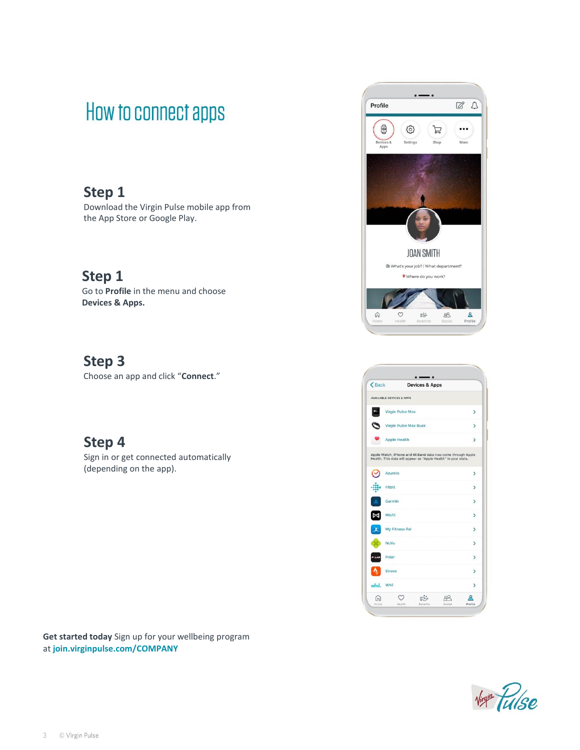# How to connect apps

## Step 1
Download the Virgin Pulse mobile app from the App Store or Google Play.

## Step 1
Go to **Profile** in the menu and choose **Devices & Apps.**

## Step 3
Choose an app and click "**Connect**."

## Step 4
Sign in or get connected automatically (depending on the app).

**Get started today** Sign up for your wellbeing program at **join.virginpulse.com/COMPANY**

© Virgin Pulse